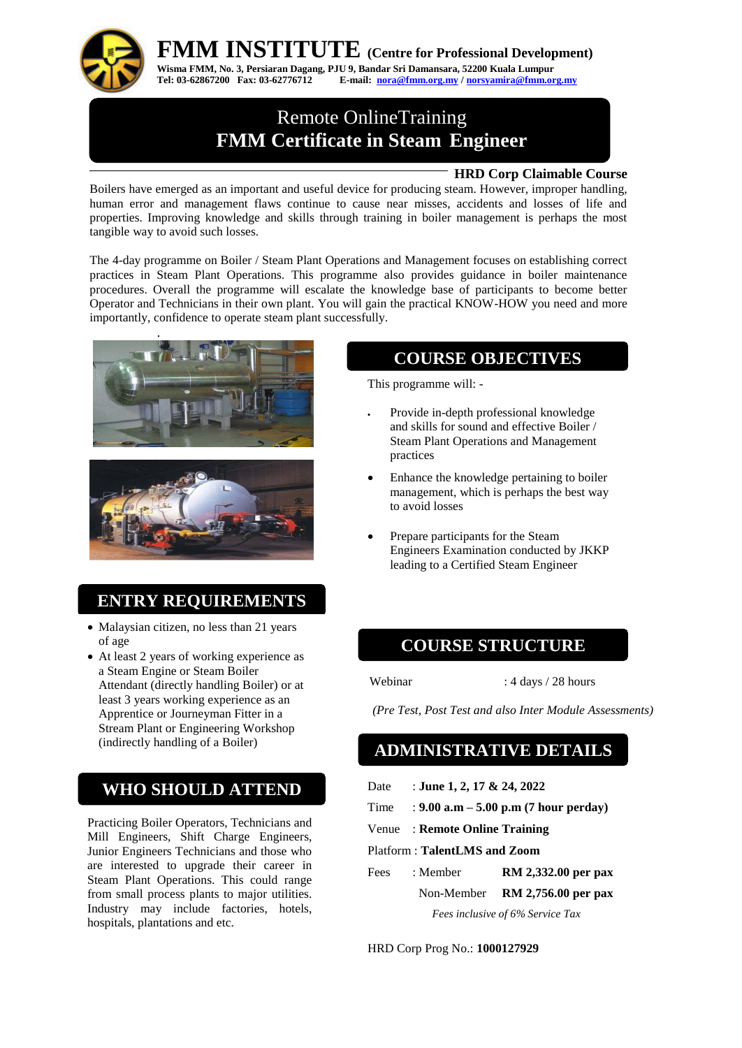# FMM INSTITUTE (Centre for Professional Development)

**Wisma FMM, No. 3, Persiaran Dagang, PJU 9, Bandar Sri Damansara, 52200 Kuala Lumpur**
**Tel: 03-62867200 Fax: 03-62776712 E-mail: nora@fmm.org.my / norsyamira@fmm.org.my**

## Remote OnlineTraining
## FMM Certificate in Steam Engineer

**HRD Corp Claimable Course**

Boilers have emerged as an important and useful device for producing steam. However, improper handling, human error and management flaws continue to cause near misses, accidents and losses of life and properties. Improving knowledge and skills through training in boiler management is perhaps the most tangible way to avoid such losses.

The 4-day programme on Boiler / Steam Plant Operations and Management focuses on establishing correct practices in Steam Plant Operations. This programme also provides guidance in boiler maintenance procedures. Overall the programme will escalate the knowledge base of participants to become better Operator and Technicians in their own plant. You will gain the practical KNOW-HOW you need and more importantly, confidence to operate steam plant successfully.

## COURSE OBJECTIVES

This programme will: -

- Provide in-depth professional knowledge and skills for sound and effective Boiler / Steam Plant Operations and Management practices
- Enhance the knowledge pertaining to boiler management, which is perhaps the best way to avoid losses
- Prepare participants for the Steam Engineers Examination conducted by JKKP leading to a Certified Steam Engineer

## ENTRY REQUIREMENTS

- Malaysian citizen, no less than 21 years of age
- At least 2 years of working experience as a Steam Engine or Steam Boiler Attendant (directly handling Boiler) or at least 3 years working experience as an Apprentice or Journeyman Fitter in a Stream Plant or Engineering Workshop (indirectly handling of a Boiler)

## WHO SHOULD ATTEND

Practicing Boiler Operators, Technicians and Mill Engineers, Shift Charge Engineers, Junior Engineers Technicians and those who are interested to upgrade their career in Steam Plant Operations. This could range from small process plants to major utilities. Industry may include factories, hotels, hospitals, plantations and etc.

## COURSE STRUCTURE

Webinar : 4 days / 28 hours

*(Pre Test, Post Test and also Inter Module Assessments)*

## ADMINISTRATIVE DETAILS

Date : **June 1, 2, 17 & 24, 2022**

Time : **9.00 a.m – 5.00 p.m (7 hour perday)**

Venue : **Remote Online Training**

Platform : **TalentLMS and Zoom**

Fees : Member **RM 2,332.00 per pax**

Non-Member **RM 2,756.00 per pax**

*Fees inclusive of 6% Service Tax*

HRD Corp Prog No.: **1000127929**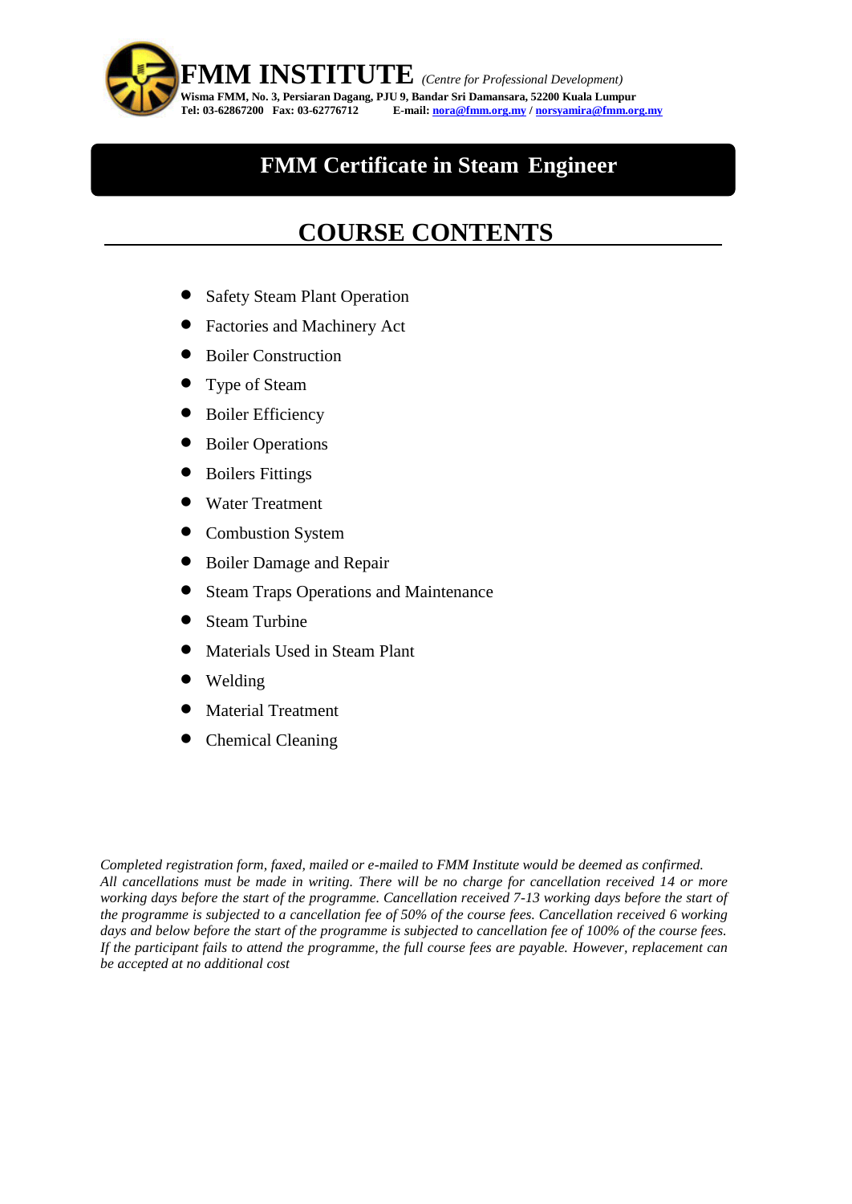**FMM INSTITUTE** *(Centre for Professional Development)*
**Wisma FMM, No. 3, Persiaran Dagang, PJU 9, Bandar Sri Damansara, 52200 Kuala Lumpur**
**Tel: 03-62867200 Fax: 03-62776712 E-mail: nora@fmm.org.my / norsyamira@fmm.org.my**

# FMM Certificate in Steam Engineer

## COURSE CONTENTS

- Safety Steam Plant Operation
- Factories and Machinery Act
- Boiler Construction
- Type of Steam
- Boiler Efficiency
- Boiler Operations
- Boilers Fittings
- Water Treatment
- Combustion System
- Boiler Damage and Repair
- Steam Traps Operations and Maintenance
- Steam Turbine
- Materials Used in Steam Plant
- Welding
- Material Treatment
- Chemical Cleaning

*Completed registration form, faxed, mailed or e-mailed to FMM Institute would be deemed as confirmed. All cancellations must be made in writing. There will be no charge for cancellation received 14 or more working days before the start of the programme. Cancellation received 7-13 working days before the start of the programme is subjected to a cancellation fee of 50% of the course fees. Cancellation received 6 working days and below before the start of the programme is subjected to cancellation fee of 100% of the course fees. If the participant fails to attend the programme, the full course fees are payable. However, replacement can be accepted at no additional cost*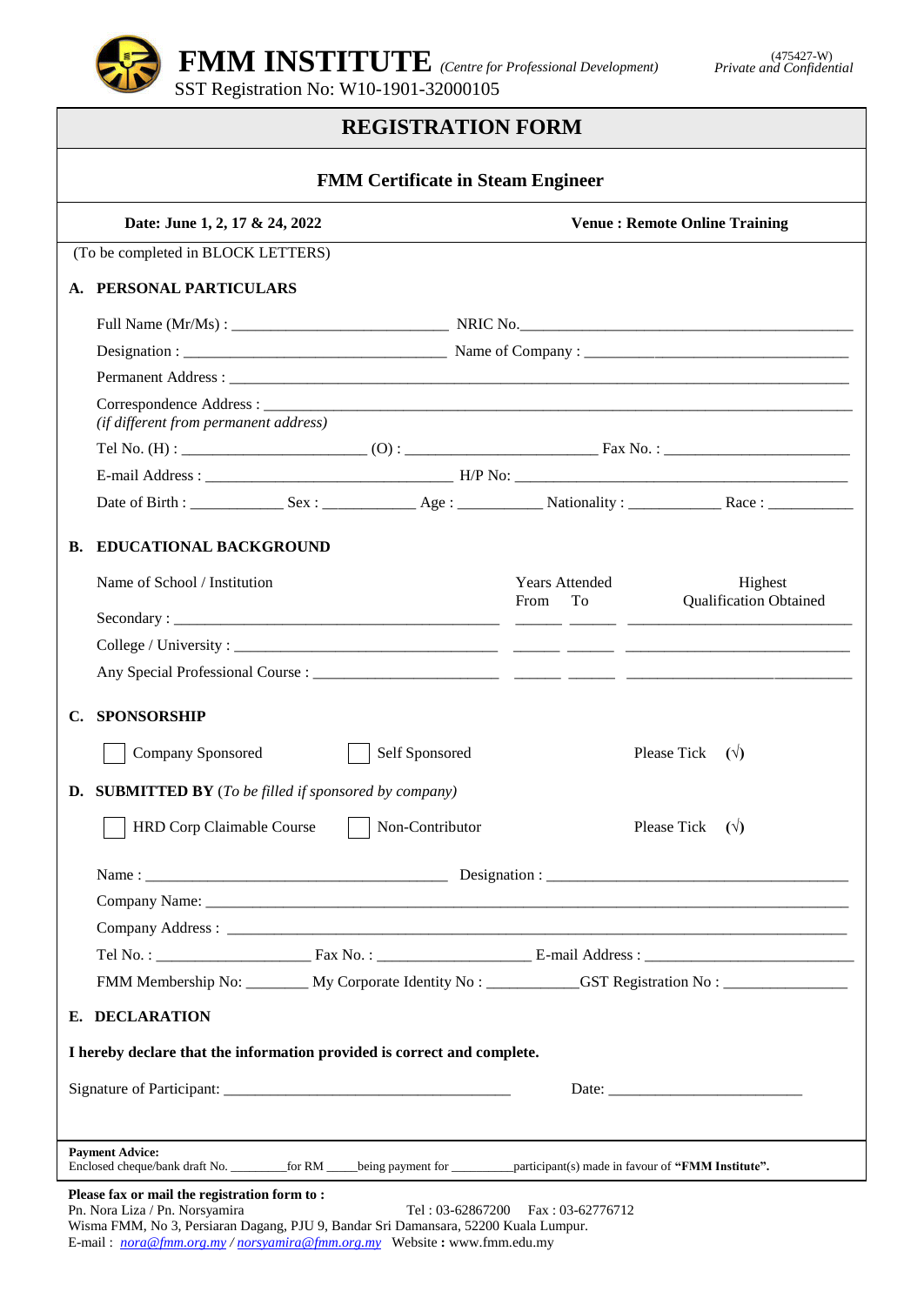**FMM INSTITUTE** *(Centre for Professional Development)*

SST Registration No: W10-1901-32000105

(475427-W)
*Private and Confidential*

# REGISTRATION FORM

## FMM Certificate in Steam Engineer

**Date: June 1, 2, 17 & 24, 2022** **Venue : Remote Online Training**

(To be completed in BLOCK LETTERS)

### A. PERSONAL PARTICULARS

Full Name (Mr/Ms) : ___________________________ NRIC No.______________________________________________

Designation : _________________________________ Name of Company : ___________________________________

Permanent Address : ______________________________________________________________________________

Correspondence Address : __________________________________________________________________________
*(if different from permanent address)*

Tel No. (H) : _______________________ (O) : ________________________ Fax No. : _______________________

E-mail Address : _______________________________ H/P No: _____________________________________________

Date of Birth : ____________ Sex : ____________ Age : ___________ Nationality : ____________ Race : ___________

### B. EDUCATIONAL BACKGROUND

| Name of School / Institution | Years Attended From | To | Highest Qualification Obtained |
|---|---|---|---|
| Secondary : ________________________ | ______ | ______ | ____________________________ |
| College / University : ________________________ | ______ | ______ | ____________________________ |
| Any Special Professional Course : ________________________ | ______ | ______ | ____________________________ |

### C. SPONSORSHIP

☐ Company Sponsored ☐ Self Sponsored Please Tick (√)

### D. SUBMITTED BY *(To be filled if sponsored by company)*

☐ HRD Corp Claimable Course ☐ Non-Contributor Please Tick (√)

Name : ______________________________________ Designation : _______________________________________

Company Name: __________________________________________________________________________________

Company Address : _______________________________________________________________________________

Tel No. : ____________________ Fax No. : ____________________ E-mail Address : ___________________________

FMM Membership No: ________ My Corporate Identity No : ____________GST Registration No : ________________

### E. DECLARATION

**I hereby declare that the information provided is correct and complete.**

Signature of Participant: _____________________________________ Date: _________________________

**Payment Advice:**
Enclosed cheque/bank draft No. _________for RM _____being payment for __________participant(s) made in favour of **"FMM Institute".**

**Please fax or mail the registration form to :**
Pn. Nora Liza / Pn. Norsyamira Tel : 03-62867200 Fax : 03-62776712
Wisma FMM, No 3, Persiaran Dagang, PJU 9, Bandar Sri Damansara, 52200 Kuala Lumpur.
E-mail : *nora@fmm.org.my / norsyamira@fmm.org.my* Website **:** www.fmm.edu.my